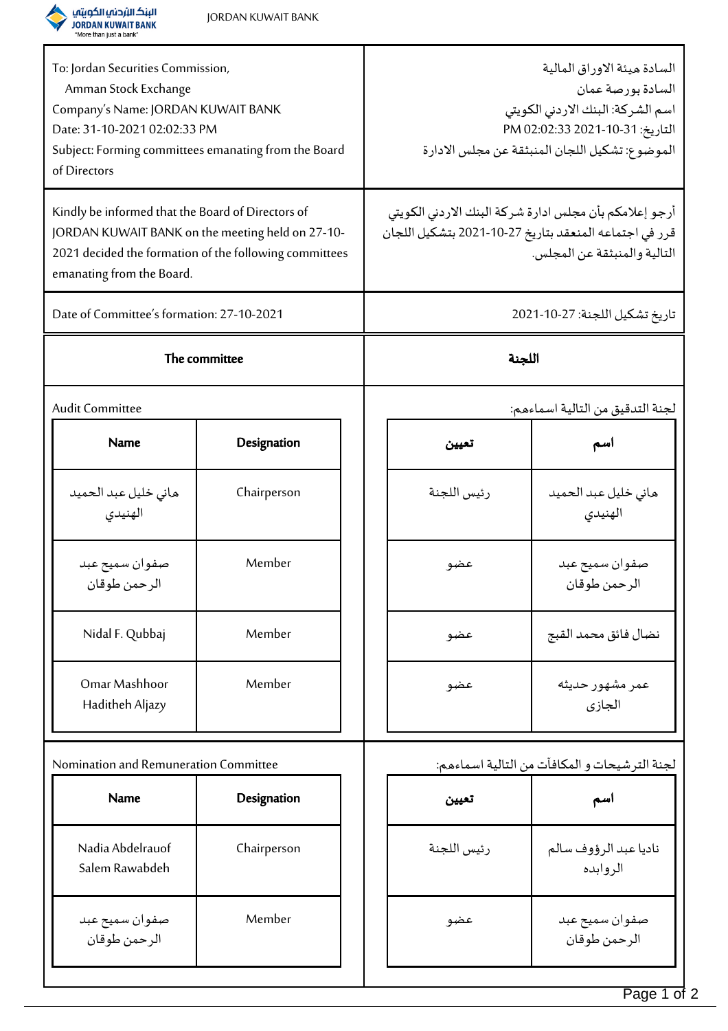JORDAN KUWAIT BANK

| To: Jordan Securities Commission, Amman Stock Exchange Company's Name: JORDAN KUWAIT BANK Date: 31-10-2021 02:02:33 PM Subject: Forming committees emanating from the Board of Directors | السادة هيئة الاوراق المالية السادة بورصة عمان اسم الشركة: البنك الاردني الكويتي التاريخ: 2021-10-31 PM 02:02:33 الموضوع: تشكيل اللجان المنبثقة عن مجلس الادارة |
|---|---|
| Kindly be informed that the Board of Directors of JORDAN KUWAIT BANK on the meeting held on 27-10-2021 decided the formation of the following committees emanating from the Board. | أرجو إعلامكم بأن مجلس ادارة شركة البنك الاردني الكويتي قرر في اجتماعه المنعقد بتاريخ 27-10-2021 بتشكيل اللجان التالية والمنبثقة عن المجلس. |
| Date of Committee's formation: 27-10-2021 | تاريخ تشكيل اللجنة: 27-10-2021 |

**The committee** | **اللجنة**

Audit Committee

لجنة التدقيق من التالية اسماءهم:

| Name | Designation |
|---|---|
| هاني خليل عبد الحميد الهنيدي | Chairperson |
| صفوان سميح عبد الرحمن طوقان | Member |
| Nidal F. Qubbaj | Member |
| Omar Mashhoor Haditheh Aljazy | Member |

| تعيين | اسم |
|---|---|
| رئيس اللجنة | هاني خليل عبد الحميد الهنيدي |
| عضو | صفوان سميح عبد الرحمن طوقان |
| عضو | نضال فائق محمد القبج |
| عضو | عمر مشهور حديثه الجازى |

Nomination and Remuneration Committee

لجنة الترشيحات و المكافآت من التالية اسماءهم:

| Name | Designation |
|---|---|
| Nadia Abdelrauof Salem Rawabdeh | Chairperson |
| صفوان سميح عبد الرحمن طوقان | Member |

| تعيين | اسم |
|---|---|
| رئيس اللجنة | ناديا عبد الرؤوف سالم الروابده |
| عضو | صفوان سميح عبد الرحمن طوقان |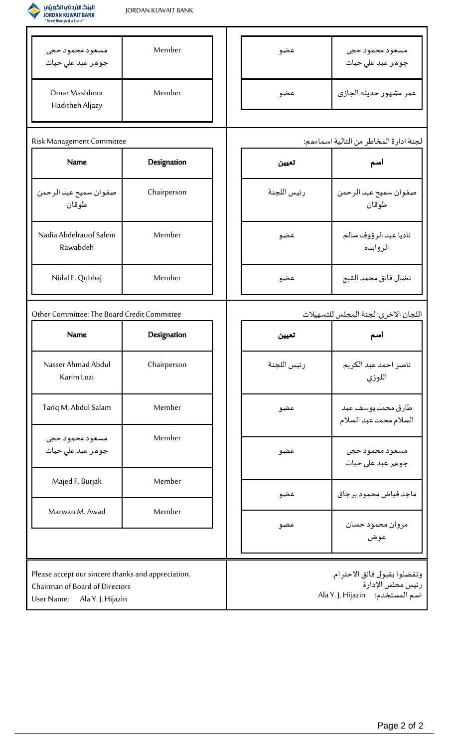| | |
|---|---|
| مسعود محمود حجى جوهر عبد علي حيات | Member |
| Omar Mashhoor Haditheh Aljazy | Member |

| | |
|---|---|
| عضو | مسعود محمود حجى جوهر عبد علي حيات |
| عضو | عمر مشهور حديثه الجازى |

Risk Management Committee

| Name | Designation |
|---|---|
| صفوان سميح عبد الرحمن طوقان | Chairperson |
| Nadia Abdelrauof Salem Rawabdeh | Member |
| Nidal F. Qubbaj | Member |

لجنة ادارة المخاطر من التالية اسماءهم:

| تعيين | اسم |
|---|---|
| رئيس اللجنة | صفوان سميح عبد الرحمن طوقان |
| عضو | ناديا عبد الرؤوف سالم الروابده |
| عضو | نضال فائق محمد القبج |

Other Committee: The Board Credit Committee

| Name | Designation |
|---|---|
| Nasser Ahmad Abdul Karim Lozi | Chairperson |
| Tariq M. Abdul Salam | Member |
| مسعود محمود حجى جوهر عبد علي حيات | Member |
| Majed F. Burjak | Member |
| Marwan M. Awad | Member |

اللجان الاخرى: لجنة المجلس للتسهيلات

| تعيين | اسم |
|---|---|
| رئيس اللجنة | ناصر احمد عبد الكريم اللوزي |
| عضو | طارق محمد يوسف عبد السلام محمد عبد السلام |
| عضو | مسعود محمود حجى جوهر عبد علي حيات |
| عضو | ماجد فياض محمود برجاق |
| عضو | مروان محمود حسان عوض |

Please accept our sincere thanks and appreciation.
Chairman of Board of Directors
User Name: Ala Y. J. Hijazin

وتفضلوا بقبول فائق الاحترام.
رئيس مجلس الإدارة
اسم المستخدم: Ala Y. J. Hijazin